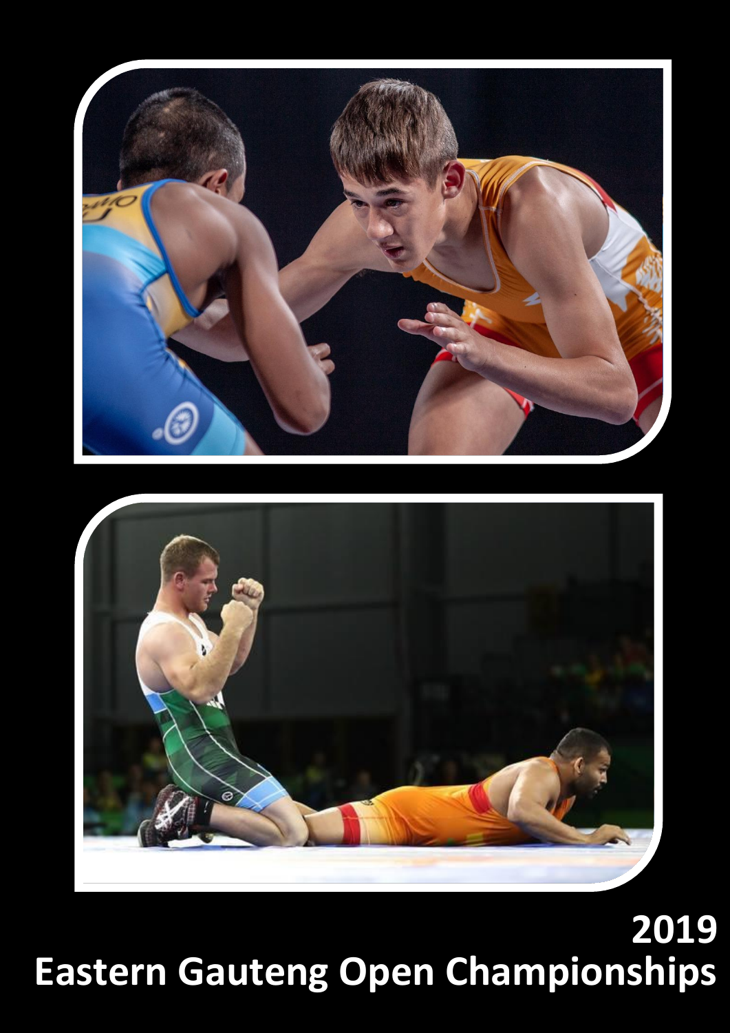# 2019
# Eastern Gauteng Open Championships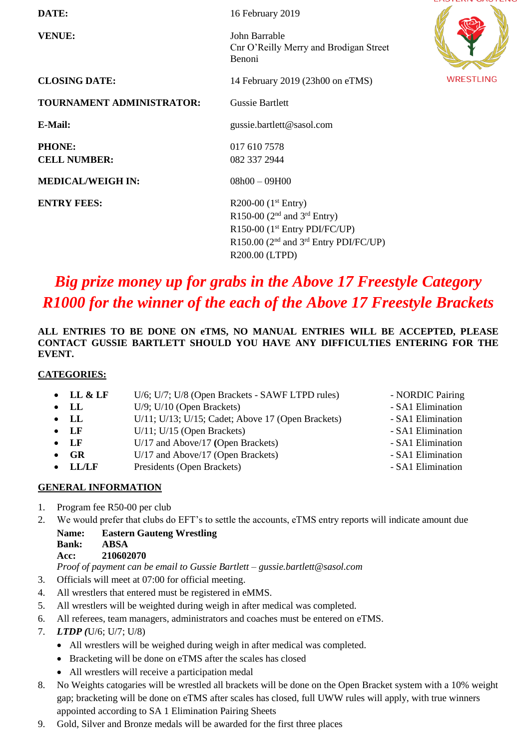| | |
|---|---|
| **DATE:** | 16 February 2019 |
| **VENUE:** | John Barrable<br>Cnr O'Reilly Merry and Brodigan Street<br>Benoni |
| **CLOSING DATE:** | 14 February 2019 (23h00 on eTMS) |
| **TOURNAMENT ADMINISTRATOR:** | Gussie Bartlett |
| **E-Mail:** | gussie.bartlett@sasol.com |
| **PHONE:**<br>**CELL NUMBER:** | 017 610 7578<br>082 337 2944 |
| **MEDICAL/WEIGH IN:** | 08h00 – 09H00 |
| **ENTRY FEES:** | R200-00 (1st Entry)<br>R150-00 (2nd and 3rd Entry)<br>R150-00 (1st Entry PDI/FC/UP)<br>R150.00 (2nd and 3rd Entry PDI/FC/UP)<br>R200.00 (LTPD) |

WRESTLING

## *Big prize money up for grabs in the Above 17 Freestyle Category*
## *R1000 for the winner of the each of the Above 17 Freestyle Brackets*

**ALL ENTRIES TO BE DONE ON eTMS, NO MANUAL ENTRIES WILL BE ACCEPTED, PLEASE CONTACT GUSSIE BARTLETT SHOULD YOU HAVE ANY DIFFICULTIES ENTERING FOR THE EVENT.**

**CATEGORIES:**

- **LL & LF** U/6; U/7; U/8 (Open Brackets - SAWF LTPD rules) - NORDIC Pairing
- **LL** U/9; U/10 (Open Brackets) - SA1 Elimination
- **LL** U/11; U/13; U/15; Cadet; Above 17 (Open Brackets) - SA1 Elimination
- **LF** U/11; U/15 (Open Brackets) - SA1 Elimination
- **LF** U/17 and Above/17 **(**Open Brackets) - SA1 Elimination
- **GR** U/17 and Above/17 (Open Brackets) - SA1 Elimination
- **LL/LF** Presidents (Open Brackets) - SA1 Elimination

**GENERAL INFORMATION**

1. Program fee R50-00 per club
2. We would prefer that clubs do EFT's to settle the accounts, eTMS entry reports will indicate amount due
   **Name: Eastern Gauteng Wrestling**
   **Bank: ABSA**
   **Acc: 210602070**
   *Proof of payment can be email to Gussie Bartlett – gussie.bartlett@sasol.com*
3. Officials will meet at 07:00 for official meeting.
4. All wrestlers that entered must be registered in eMMS.
5. All wrestlers will be weighted during weigh in after medical was completed.
6. All referees, team managers, administrators and coaches must be entered on eTMS.
7. ***LTDP (***U/6; U/7; U/8)
   - All wrestlers will be weighed during weigh in after medical was completed.
   - Bracketing will be done on eTMS after the scales has closed
   - All wrestlers will receive a participation medal
8. No Weights catogaries will be wrestled all brackets will be done on the Open Bracket system with a 10% weight gap; bracketing will be done on eTMS after scales has closed, full UWW rules will apply, with true winners appointed according to SA 1 Elimination Pairing Sheets
9. Gold, Silver and Bronze medals will be awarded for the first three places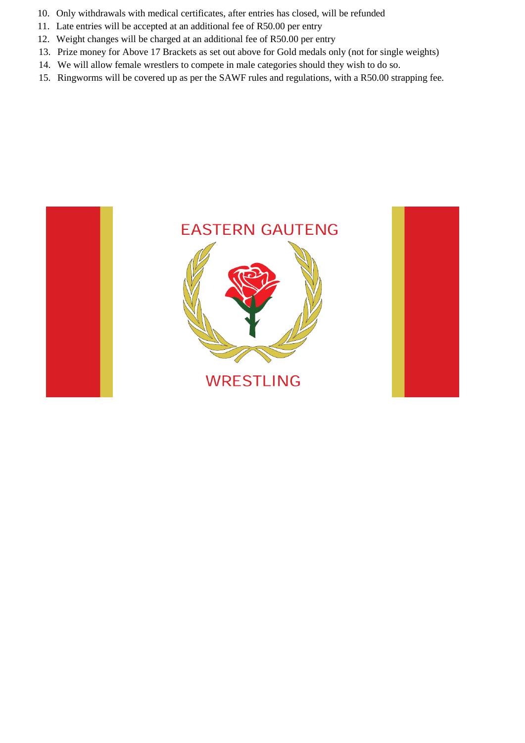10. Only withdrawals with medical certificates, after entries has closed, will be refunded
11. Late entries will be accepted at an additional fee of R50.00 per entry
12. Weight changes will be charged at an additional fee of R50.00 per entry
13. Prize money for Above 17 Brackets as set out above for Gold medals only (not for single weights)
14. We will allow female wrestlers to compete in male categories should they wish to do so.
15. Ringworms will be covered up as per the SAWF rules and regulations, with a R50.00 strapping fee.

EASTERN GAUTENG

WRESTLING